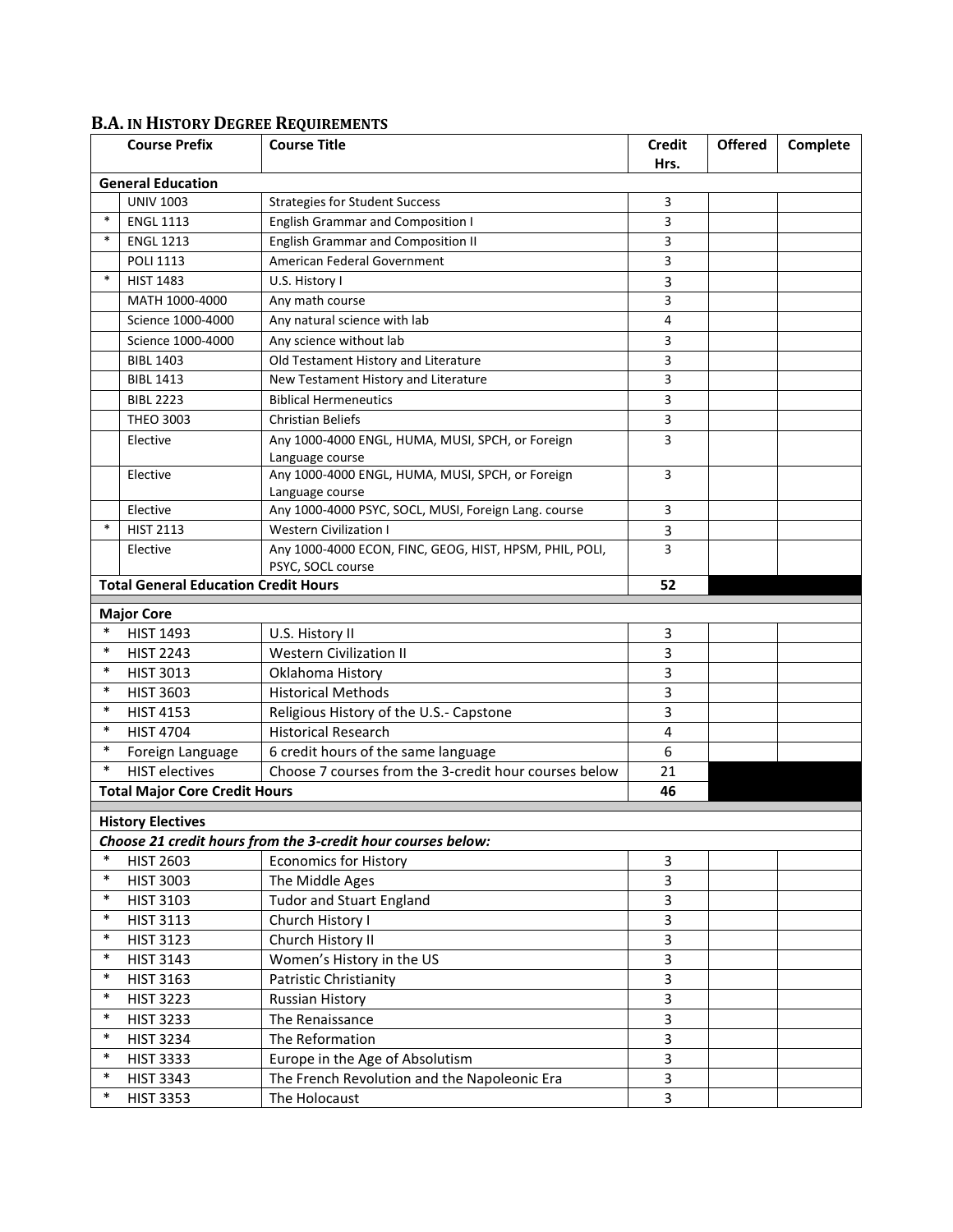## B.A. IN HISTORY DEGREE REQUIREMENTS

| | Course Prefix | Course Title | Credit Hrs. | Offered | Complete |
|---|---|---|---|---|---|
| **General Education** | | | | | |
| | UNIV 1003 | Strategies for Student Success | 3 | | |
| * | ENGL 1113 | English Grammar and Composition I | 3 | | |
| * | ENGL 1213 | English Grammar and Composition II | 3 | | |
| | POLI 1113 | American Federal Government | 3 | | |
| * | HIST 1483 | U.S. History I | 3 | | |
| | MATH 1000-4000 | Any math course | 3 | | |
| | Science 1000-4000 | Any natural science with lab | 4 | | |
| | Science 1000-4000 | Any science without lab | 3 | | |
| | BIBL 1403 | Old Testament History and Literature | 3 | | |
| | BIBL 1413 | New Testament History and Literature | 3 | | |
| | BIBL 2223 | Biblical Hermeneutics | 3 | | |
| | THEO 3003 | Christian Beliefs | 3 | | |
| | Elective | Any 1000-4000 ENGL, HUMA, MUSI, SPCH, or Foreign Language course | 3 | | |
| | Elective | Any 1000-4000 ENGL, HUMA, MUSI, SPCH, or Foreign Language course | 3 | | |
| | Elective | Any 1000-4000 PSYC, SOCL, MUSI, Foreign Lang. course | 3 | | |
| * | HIST 2113 | Western Civilization I | 3 | | |
| | Elective | Any 1000-4000 ECON, FINC, GEOG, HIST, HPSM, PHIL, POLI, PSYC, SOCL course | 3 | | |
| **Total General Education Credit Hours** | | | **52** | | |
| **Major Core** | | | | | |
| * | HIST 1493 | U.S. History II | 3 | | |
| * | HIST 2243 | Western Civilization II | 3 | | |
| * | HIST 3013 | Oklahoma History | 3 | | |
| * | HIST 3603 | Historical Methods | 3 | | |
| * | HIST 4153 | Religious History of the U.S.- Capstone | 3 | | |
| * | HIST 4704 | Historical Research | 4 | | |
| * | Foreign Language | 6 credit hours of the same language | 6 | | |
| * | HIST electives | Choose 7 courses from the 3-credit hour courses below | 21 | | |
| **Total Major Core Credit Hours** | | | **46** | | |
| **History Electives** | | | | | |
| ***Choose 21 credit hours from the 3-credit hour courses below:*** | | | | | |
| * | HIST 2603 | Economics for History | 3 | | |
| * | HIST 3003 | The Middle Ages | 3 | | |
| * | HIST 3103 | Tudor and Stuart England | 3 | | |
| * | HIST 3113 | Church History I | 3 | | |
| * | HIST 3123 | Church History II | 3 | | |
| * | HIST 3143 | Women's History in the US | 3 | | |
| * | HIST 3163 | Patristic Christianity | 3 | | |
| * | HIST 3223 | Russian History | 3 | | |
| * | HIST 3233 | The Renaissance | 3 | | |
| * | HIST 3234 | The Reformation | 3 | | |
| * | HIST 3333 | Europe in the Age of Absolutism | 3 | | |
| * | HIST 3343 | The French Revolution and the Napoleonic Era | 3 | | |
| * | HIST 3353 | The Holocaust | 3 | | |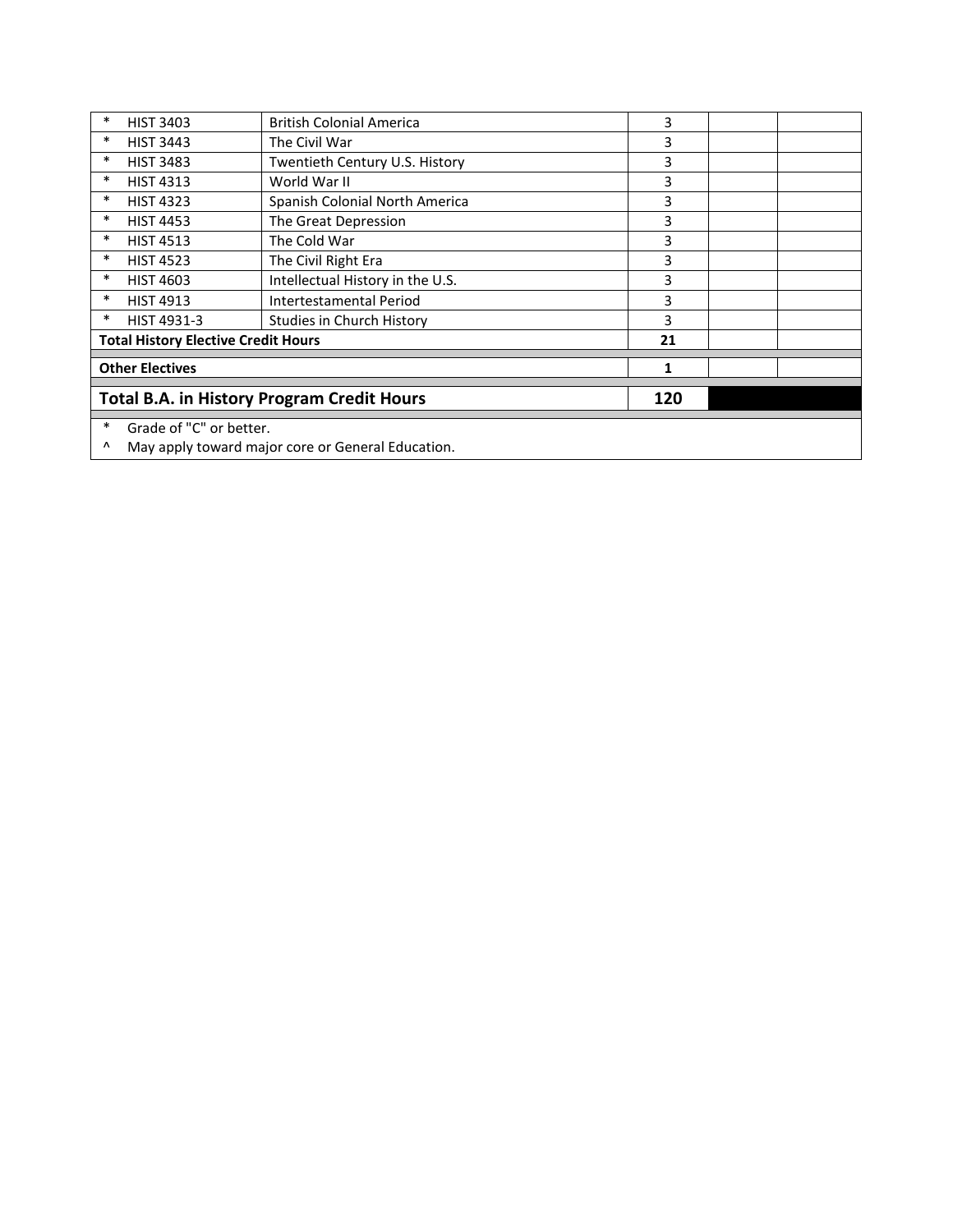| | | | | | |
|---|---|---|---|---|---|
| * | HIST 3403 | British Colonial America | 3 | | |
| * | HIST 3443 | The Civil War | 3 | | |
| * | HIST 3483 | Twentieth Century U.S. History | 3 | | |
| * | HIST 4313 | World War II | 3 | | |
| * | HIST 4323 | Spanish Colonial North America | 3 | | |
| * | HIST 4453 | The Great Depression | 3 | | |
| * | HIST 4513 | The Cold War | 3 | | |
| * | HIST 4523 | The Civil Right Era | 3 | | |
| * | HIST 4603 | Intellectual History in the U.S. | 3 | | |
| * | HIST 4913 | Intertestamental Period | 3 | | |
| * | HIST 4931-3 | Studies in Church History | 3 | | |
| **Total History Elective Credit Hours** | | | **21** | | |
| **Other Electives** | | | **1** | | |
| **Total B.A. in History Program Credit Hours** | | | **120** | | |

\* Grade of "C" or better.

^ May apply toward major core or General Education.